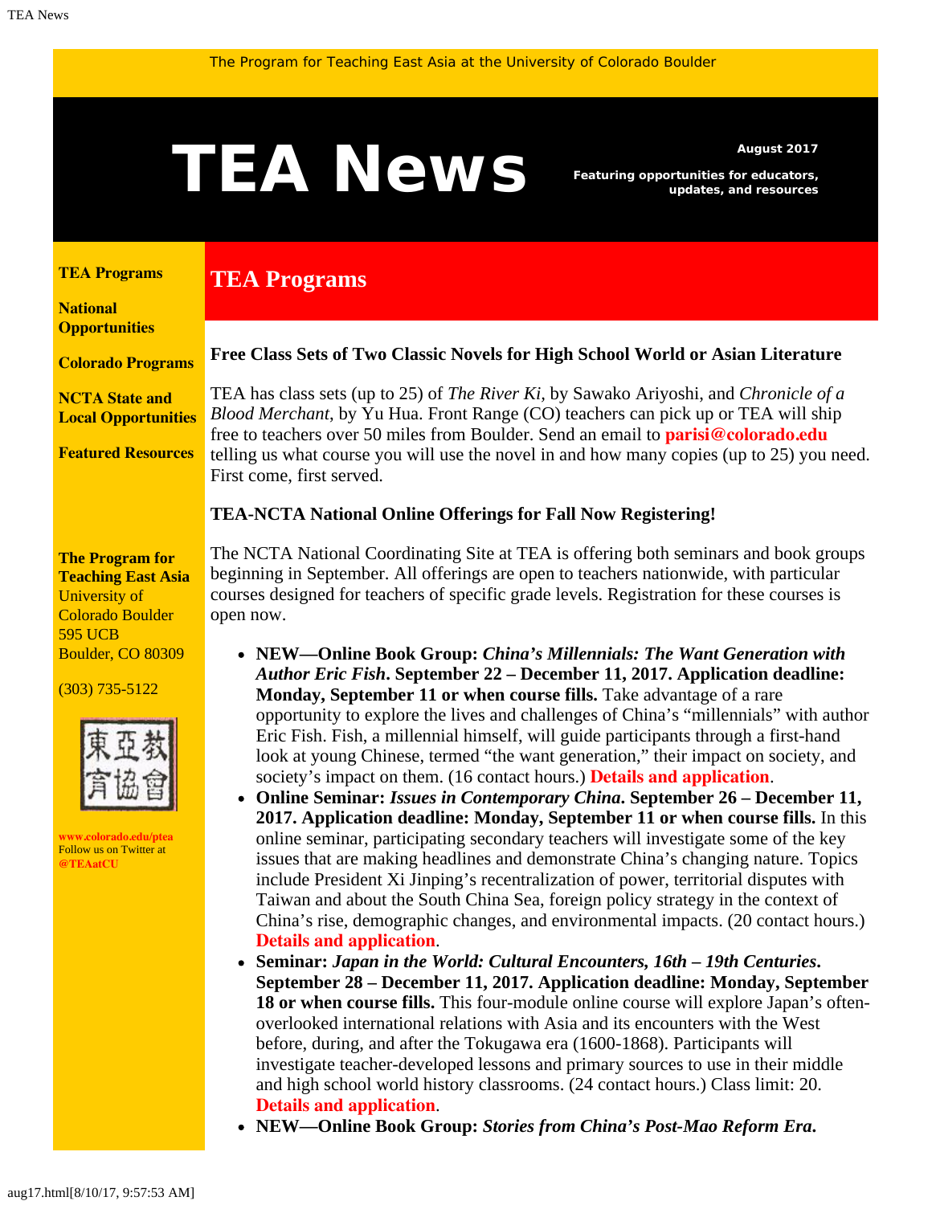The Program for Teaching East Asia at the University of Colorado Boulder

# TEA News

August 2017

Featuring opportunities for educators, updates, and resources

**TEA Programs**

**National Opportunities**

**Colorado Programs**

**NCTA State and Local Opportunities**

**Featured Resources**

**The Program for Teaching East Asia**
University of Colorado Boulder
595 UCB
Boulder, CO 80309

(303) 735-5122

東亞教育協會

**www.colorado.edu/ptea**
Follow us on Twitter at **@TEAatCU**

## TEA Programs

### Free Class Sets of Two Classic Novels for High School World or Asian Literature

TEA has class sets (up to 25) of *The River Ki*, by Sawako Ariyoshi, and *Chronicle of a Blood Merchant*, by Yu Hua. Front Range (CO) teachers can pick up or TEA will ship free to teachers over 50 miles from Boulder. Send an email to **parisi@colorado.edu** telling us what course you will use the novel in and how many copies (up to 25) you need. First come, first served.

### TEA-NCTA National Online Offerings for Fall Now Registering!

The NCTA National Coordinating Site at TEA is offering both seminars and book groups beginning in September. All offerings are open to teachers nationwide, with particular courses designed for teachers of specific grade levels. Registration for these courses is open now.

- **NEW—Online Book Group: *China's Millennials: The Want Generation with Author Eric Fish*. September 22 – December 11, 2017. Application deadline: Monday, September 11 or when course fills.** Take advantage of a rare opportunity to explore the lives and challenges of China's "millennials" with author Eric Fish. Fish, a millennial himself, will guide participants through a first-hand look at young Chinese, termed "the want generation," their impact on society, and society's impact on them. (16 contact hours.) **Details and application**.
- **Online Seminar: *Issues in Contemporary China*. September 26 – December 11, 2017. Application deadline: Monday, September 11 or when course fills.** In this online seminar, participating secondary teachers will investigate some of the key issues that are making headlines and demonstrate China's changing nature. Topics include President Xi Jinping's recentralization of power, territorial disputes with Taiwan and about the South China Sea, foreign policy strategy in the context of China's rise, demographic changes, and environmental impacts. (20 contact hours.) **Details and application**.
- **Seminar: *Japan in the World: Cultural Encounters, 16th – 19th Centuries*. September 28 – December 11, 2017. Application deadline: Monday, September 18 or when course fills.** This four-module online course will explore Japan's often-overlooked international relations with Asia and its encounters with the West before, during, and after the Tokugawa era (1600-1868). Participants will investigate teacher-developed lessons and primary sources to use in their middle and high school world history classrooms. (24 contact hours.) Class limit: 20. **Details and application**.
- **NEW—Online Book Group: *Stories from China's Post-Mao Reform Era*.**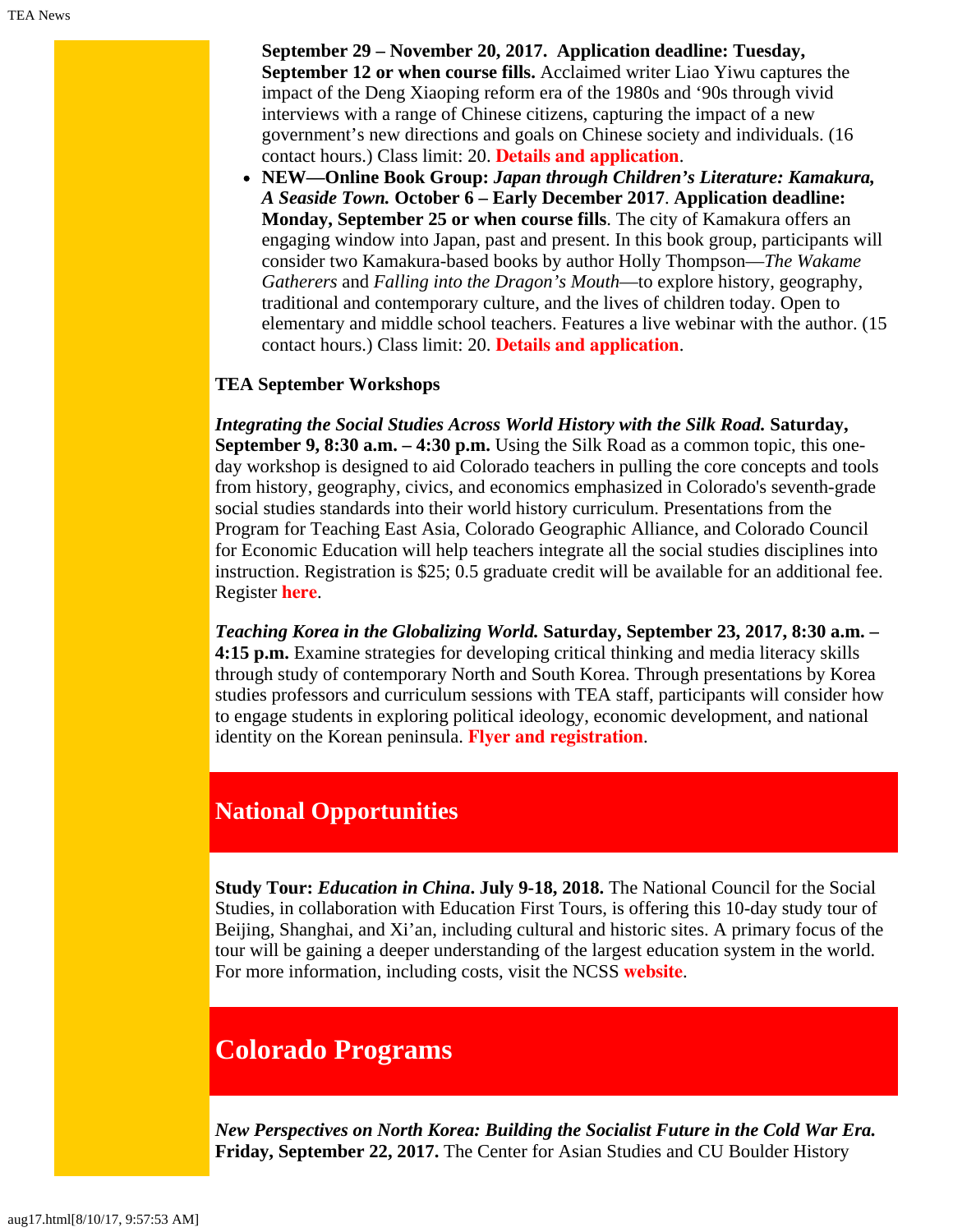**September 29 – November 20, 2017. Application deadline: Tuesday, September 12 or when course fills.** Acclaimed writer Liao Yiwu captures the impact of the Deng Xiaoping reform era of the 1980s and '90s through vivid interviews with a range of Chinese citizens, capturing the impact of a new government's new directions and goals on Chinese society and individuals. (16 contact hours.) Class limit: 20. **Details and application**.

- **NEW—Online Book Group:** ***Japan through Children's Literature: Kamakura, A Seaside Town.*** **October 6 – Early December 2017**. **Application deadline: Monday, September 25 or when course fills**. The city of Kamakura offers an engaging window into Japan, past and present. In this book group, participants will consider two Kamakura-based books by author Holly Thompson—*The Wakame Gatherers* and *Falling into the Dragon's Mouth*—to explore history, geography, traditional and contemporary culture, and the lives of children today. Open to elementary and middle school teachers. Features a live webinar with the author. (15 contact hours.) Class limit: 20. **Details and application**.

**TEA September Workshops**

***Integrating the Social Studies Across World History with the Silk Road.*** **Saturday, September 9, 8:30 a.m. – 4:30 p.m.** Using the Silk Road as a common topic, this one-day workshop is designed to aid Colorado teachers in pulling the core concepts and tools from history, geography, civics, and economics emphasized in Colorado's seventh-grade social studies standards into their world history curriculum. Presentations from the Program for Teaching East Asia, Colorado Geographic Alliance, and Colorado Council for Economic Education will help teachers integrate all the social studies disciplines into instruction. Registration is $25; 0.5 graduate credit will be available for an additional fee. Register **here**.

***Teaching Korea in the Globalizing World.*** **Saturday, September 23, 2017, 8:30 a.m. – 4:15 p.m.** Examine strategies for developing critical thinking and media literacy skills through study of contemporary North and South Korea. Through presentations by Korea studies professors and curriculum sessions with TEA staff, participants will consider how to engage students in exploring political ideology, economic development, and national identity on the Korean peninsula. **Flyer and registration**.

## National Opportunities

**Study Tour:** ***Education in China*****. July 9-18, 2018.** The National Council for the Social Studies, in collaboration with Education First Tours, is offering this 10-day study tour of Beijing, Shanghai, and Xi'an, including cultural and historic sites. A primary focus of the tour will be gaining a deeper understanding of the largest education system in the world. For more information, including costs, visit the NCSS **website**.

## Colorado Programs

***New Perspectives on North Korea: Building the Socialist Future in the Cold War Era.*** **Friday, September 22, 2017.** The Center for Asian Studies and CU Boulder History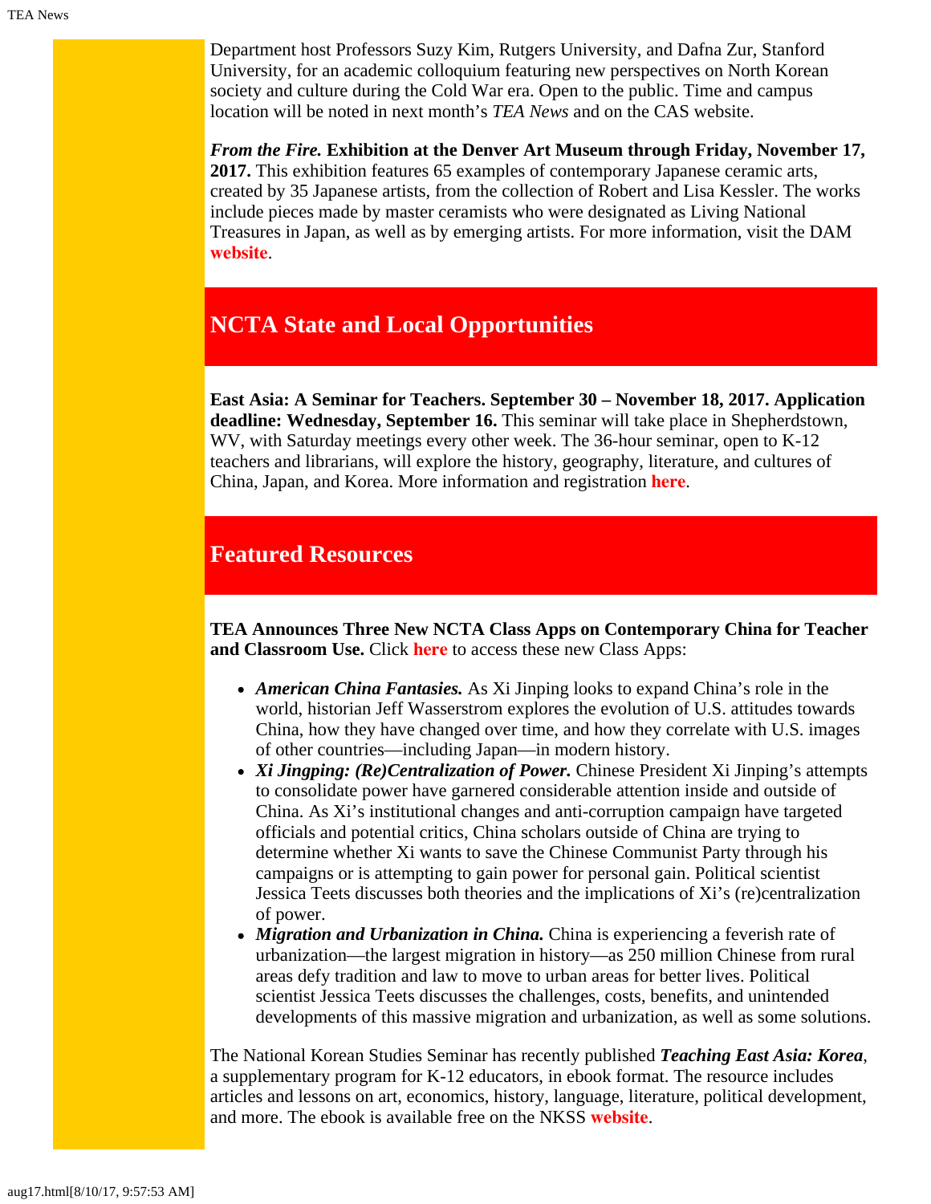Department host Professors Suzy Kim, Rutgers University, and Dafna Zur, Stanford University, for an academic colloquium featuring new perspectives on North Korean society and culture during the Cold War era. Open to the public. Time and campus location will be noted in next month's *TEA News* and on the CAS website.

***From the Fire.* Exhibition at the Denver Art Museum through Friday, November 17, 2017.** This exhibition features 65 examples of contemporary Japanese ceramic arts, created by 35 Japanese artists, from the collection of Robert and Lisa Kessler. The works include pieces made by master ceramists who were designated as Living National Treasures in Japan, as well as by emerging artists. For more information, visit the DAM **website**.

## NCTA State and Local Opportunities

**East Asia: A Seminar for Teachers. September 30 – November 18, 2017. Application deadline: Wednesday, September 16.** This seminar will take place in Shepherdstown, WV, with Saturday meetings every other week. The 36-hour seminar, open to K-12 teachers and librarians, will explore the history, geography, literature, and cultures of China, Japan, and Korea. More information and registration **here**.

## Featured Resources

**TEA Announces Three New NCTA Class Apps on Contemporary China for Teacher and Classroom Use.** Click **here** to access these new Class Apps:

- ***American China Fantasies.*** As Xi Jinping looks to expand China's role in the world, historian Jeff Wasserstrom explores the evolution of U.S. attitudes towards China, how they have changed over time, and how they correlate with U.S. images of other countries—including Japan—in modern history.
- ***Xi Jingping: (Re)Centralization of Power.*** Chinese President Xi Jinping's attempts to consolidate power have garnered considerable attention inside and outside of China. As Xi's institutional changes and anti-corruption campaign have targeted officials and potential critics, China scholars outside of China are trying to determine whether Xi wants to save the Chinese Communist Party through his campaigns or is attempting to gain power for personal gain. Political scientist Jessica Teets discusses both theories and the implications of Xi's (re)centralization of power.
- ***Migration and Urbanization in China.*** China is experiencing a feverish rate of urbanization—the largest migration in history—as 250 million Chinese from rural areas defy tradition and law to move to urban areas for better lives. Political scientist Jessica Teets discusses the challenges, costs, benefits, and unintended developments of this massive migration and urbanization, as well as some solutions.

The National Korean Studies Seminar has recently published ***Teaching East Asia: Korea***, a supplementary program for K-12 educators, in ebook format. The resource includes articles and lessons on art, economics, history, language, literature, political development, and more. The ebook is available free on the NKSS **website**.